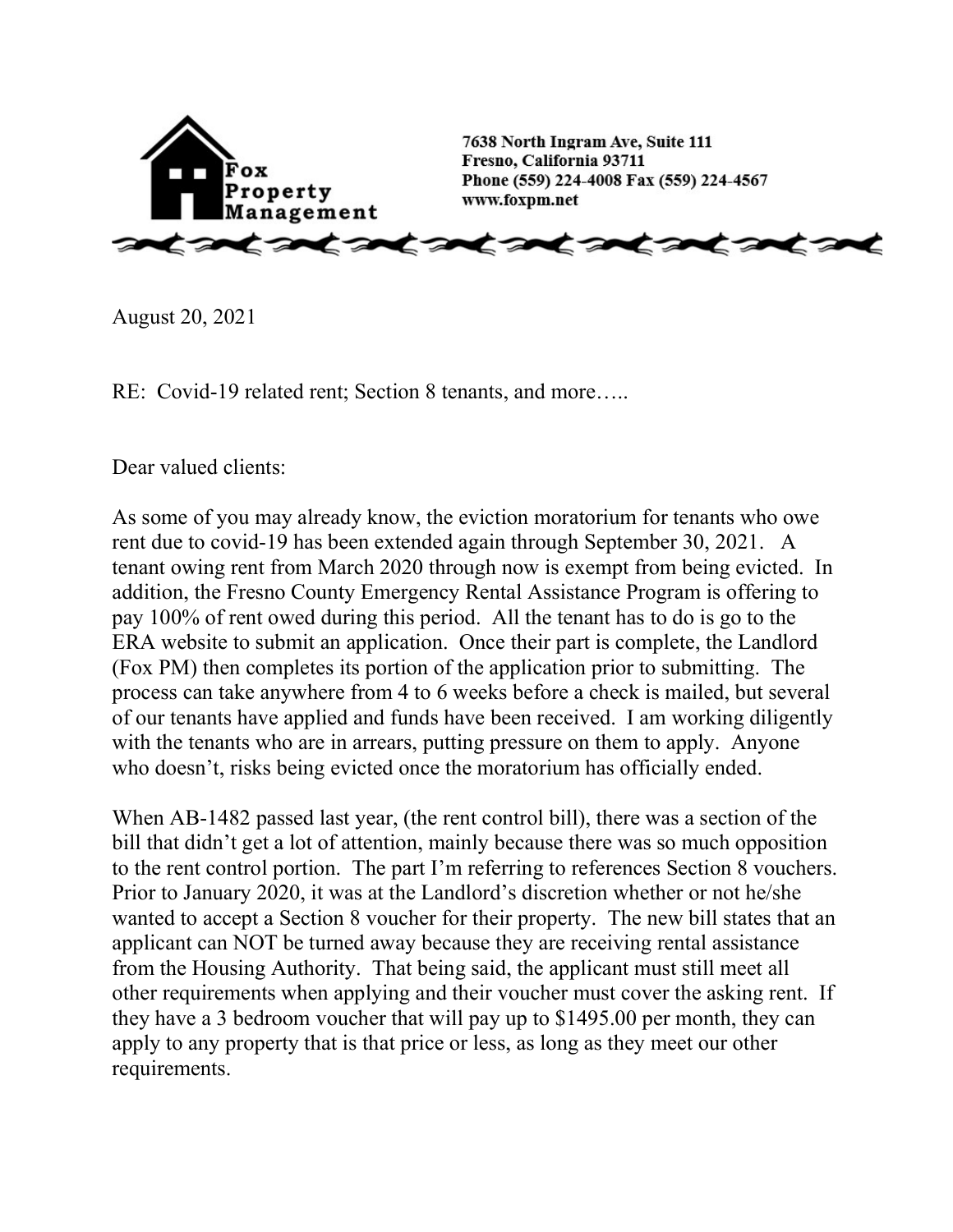Fox Property Management

7638 North Ingram Ave, Suite 111
Fresno, California 93711
Phone (559) 224-4008 Fax (559) 224-4567
www.foxpm.net

August 20, 2021

RE: Covid-19 related rent; Section 8 tenants, and more…..

Dear valued clients:

As some of you may already know, the eviction moratorium for tenants who owe rent due to covid-19 has been extended again through September 30, 2021. A tenant owing rent from March 2020 through now is exempt from being evicted. In addition, the Fresno County Emergency Rental Assistance Program is offering to pay 100% of rent owed during this period. All the tenant has to do is go to the ERA website to submit an application. Once their part is complete, the Landlord (Fox PM) then completes its portion of the application prior to submitting. The process can take anywhere from 4 to 6 weeks before a check is mailed, but several of our tenants have applied and funds have been received. I am working diligently with the tenants who are in arrears, putting pressure on them to apply. Anyone who doesn't, risks being evicted once the moratorium has officially ended.

When AB-1482 passed last year, (the rent control bill), there was a section of the bill that didn't get a lot of attention, mainly because there was so much opposition to the rent control portion. The part I'm referring to references Section 8 vouchers. Prior to January 2020, it was at the Landlord's discretion whether or not he/she wanted to accept a Section 8 voucher for their property. The new bill states that an applicant can NOT be turned away because they are receiving rental assistance from the Housing Authority. That being said, the applicant must still meet all other requirements when applying and their voucher must cover the asking rent. If they have a 3 bedroom voucher that will pay up to $1495.00 per month, they can apply to any property that is that price or less, as long as they meet our other requirements.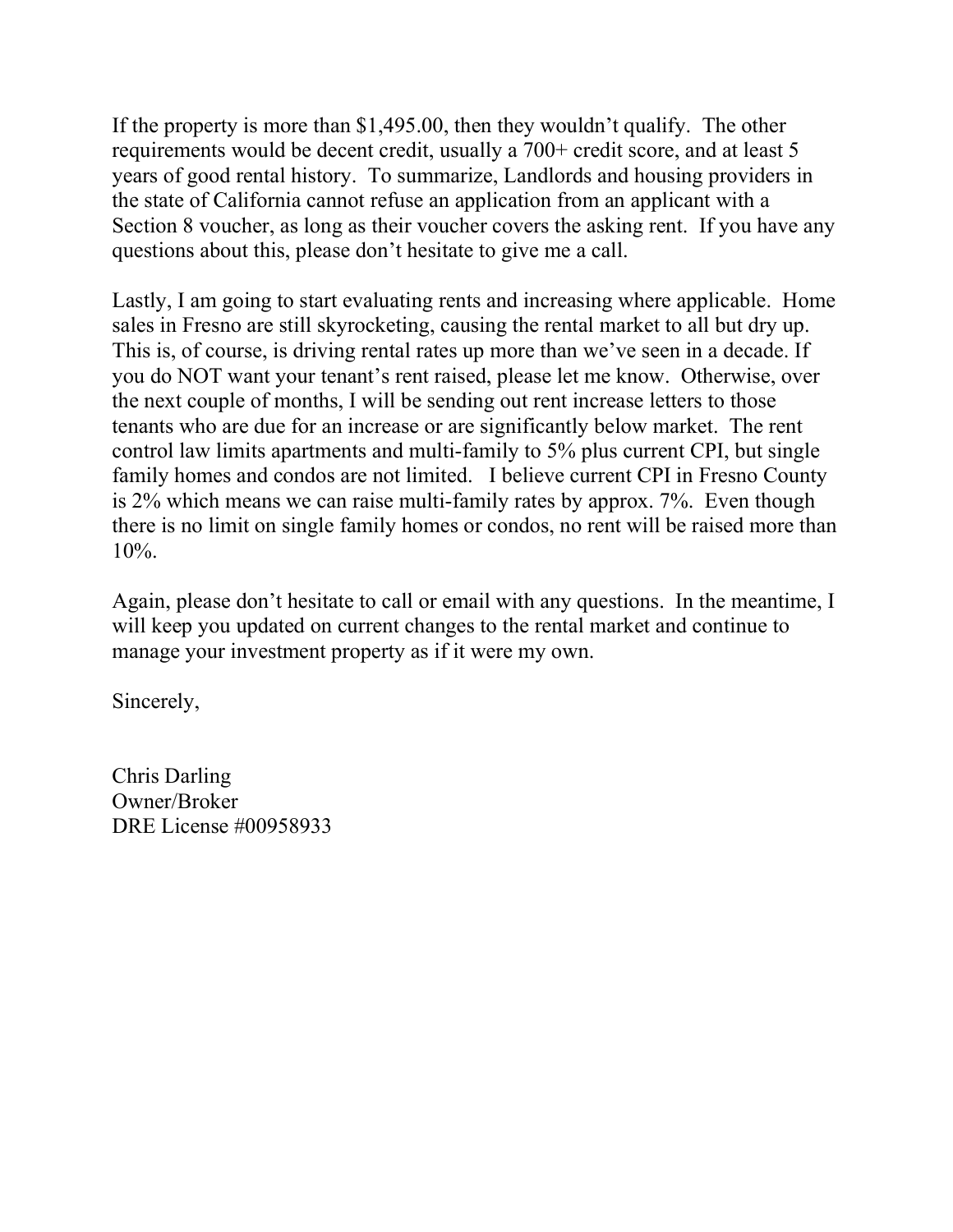If the property is more than $1,495.00, then they wouldn't qualify. The other requirements would be decent credit, usually a 700+ credit score, and at least 5 years of good rental history. To summarize, Landlords and housing providers in the state of California cannot refuse an application from an applicant with a Section 8 voucher, as long as their voucher covers the asking rent. If you have any questions about this, please don't hesitate to give me a call.

Lastly, I am going to start evaluating rents and increasing where applicable. Home sales in Fresno are still skyrocketing, causing the rental market to all but dry up. This is, of course, is driving rental rates up more than we've seen in a decade. If you do NOT want your tenant's rent raised, please let me know. Otherwise, over the next couple of months, I will be sending out rent increase letters to those tenants who are due for an increase or are significantly below market. The rent control law limits apartments and multi-family to 5% plus current CPI, but single family homes and condos are not limited. I believe current CPI in Fresno County is 2% which means we can raise multi-family rates by approx. 7%. Even though there is no limit on single family homes or condos, no rent will be raised more than 10%.

Again, please don't hesitate to call or email with any questions. In the meantime, I will keep you updated on current changes to the rental market and continue to manage your investment property as if it were my own.

Sincerely,

Chris Darling
Owner/Broker
DRE License #00958933